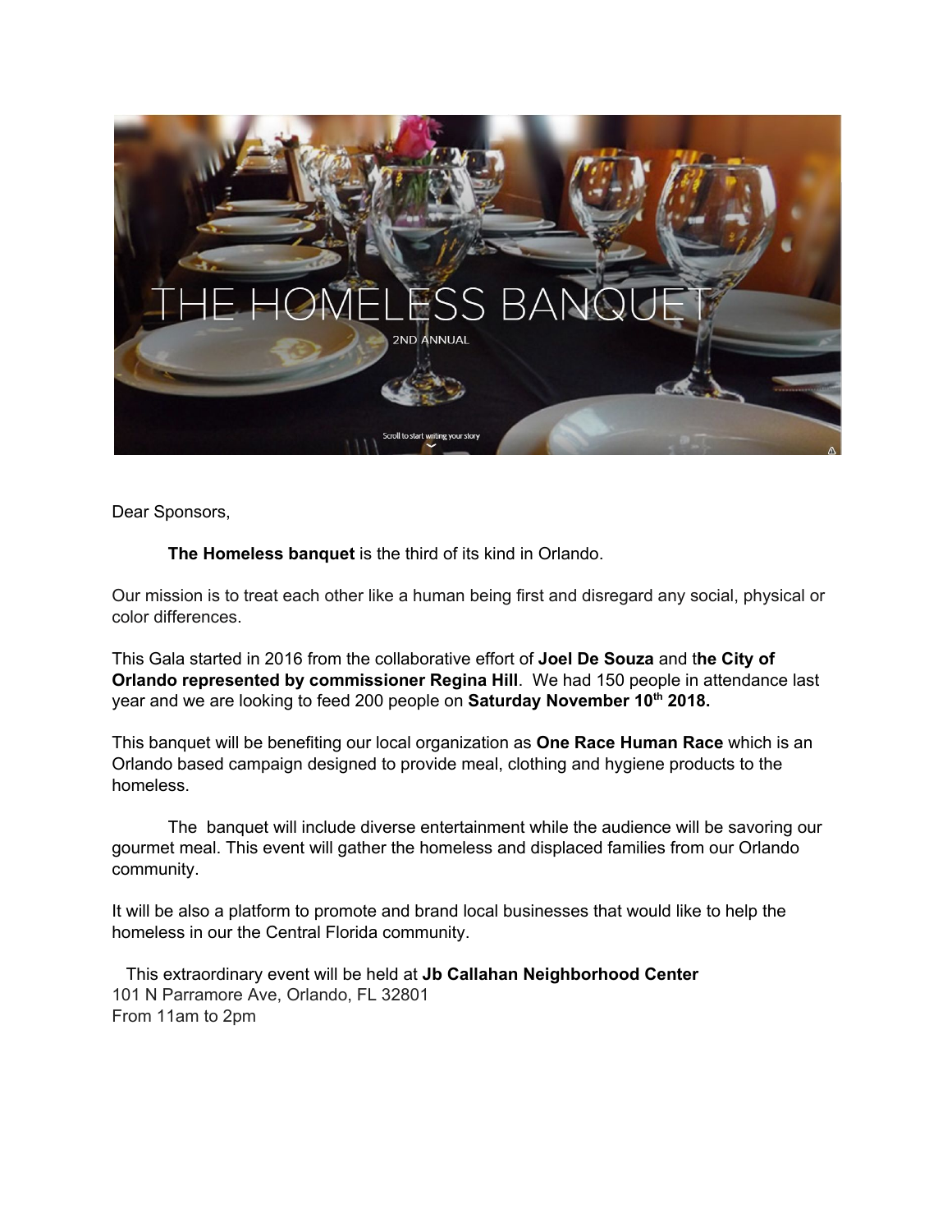# THE HOMELESS BANQUET

2ND ANNUAL

Dear Sponsors,

**The Homeless banquet** is the third of its kind in Orlando.

Our mission is to treat each other like a human being first and disregard any social, physical or color differences.

This Gala started in 2016 from the collaborative effort of **Joel De Souza** and t**he City of Orlando represented by commissioner Regina Hill**. We had 150 people in attendance last year and we are looking to feed 200 people on **Saturday November 10th 2018.**

This banquet will be benefiting our local organization as **One Race Human Race** which is an Orlando based campaign designed to provide meal, clothing and hygiene products to the homeless.

The banquet will include diverse entertainment while the audience will be savoring our gourmet meal. This event will gather the homeless and displaced families from our Orlando community.

It will be also a platform to promote and brand local businesses that would like to help the homeless in our the Central Florida community.

This extraordinary event will be held at **Jb Callahan Neighborhood Center**
101 N Parramore Ave, Orlando, FL 32801
From 11am to 2pm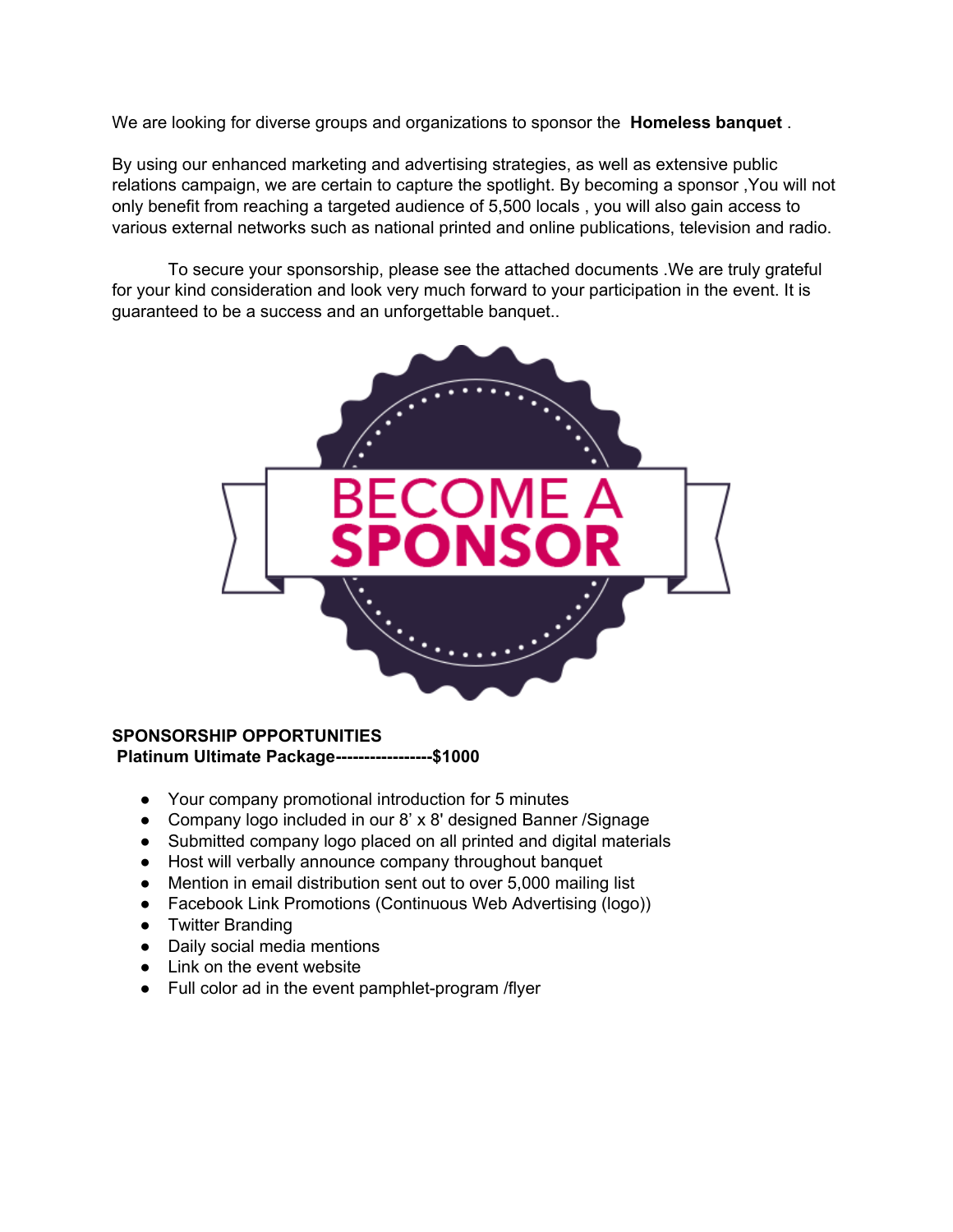We are looking for diverse groups and organizations to sponsor the **Homeless banquet** .

By using our enhanced marketing and advertising strategies, as well as extensive public relations campaign, we are certain to capture the spotlight. By becoming a sponsor ,You will not only benefit from reaching a targeted audience of 5,500 locals , you will also gain access to various external networks such as national printed and online publications, television and radio.

To secure your sponsorship, please see the attached documents .We are truly grateful for your kind consideration and look very much forward to your participation in the event. It is guaranteed to be a success and an unforgettable banquet..

BECOME A SPONSOR

**SPONSORSHIP OPPORTUNITIES**
**Platinum Ultimate Package-----------------$1000**

- Your company promotional introduction for 5 minutes
- Company logo included in our 8' x 8' designed Banner /Signage
- Submitted company logo placed on all printed and digital materials
- Host will verbally announce company throughout banquet
- Mention in email distribution sent out to over 5,000 mailing list
- Facebook Link Promotions (Continuous Web Advertising (logo))
- Twitter Branding
- Daily social media mentions
- Link on the event website
- Full color ad in the event pamphlet-program /flyer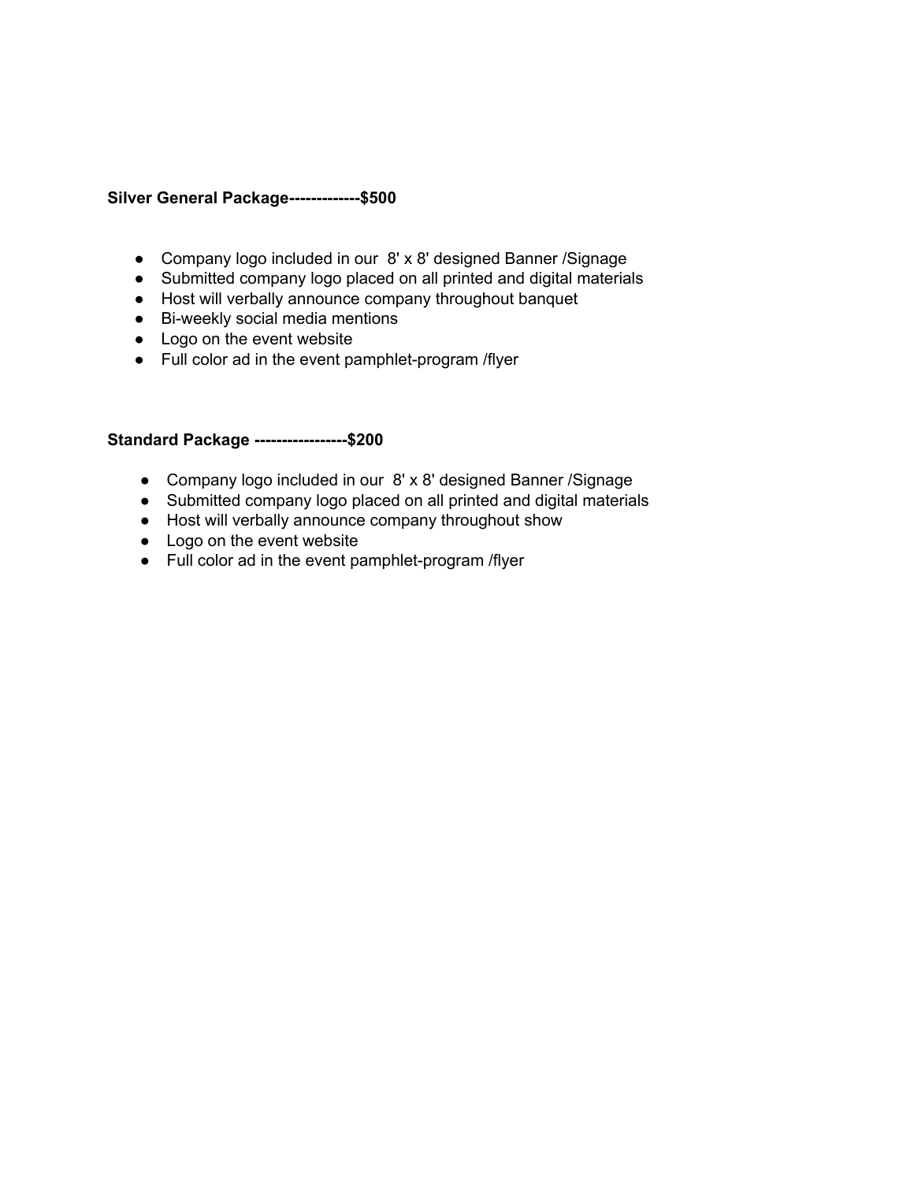**Silver General Package-------------$500**

- Company logo included in our 8' x 8' designed Banner /Signage
- Submitted company logo placed on all printed and digital materials
- Host will verbally announce company throughout banquet
- Bi-weekly social media mentions
- Logo on the event website
- Full color ad in the event pamphlet-program /flyer

**Standard Package -----------------$200**

- Company logo included in our 8' x 8' designed Banner /Signage
- Submitted company logo placed on all printed and digital materials
- Host will verbally announce company throughout show
- Logo on the event website
- Full color ad in the event pamphlet-program /flyer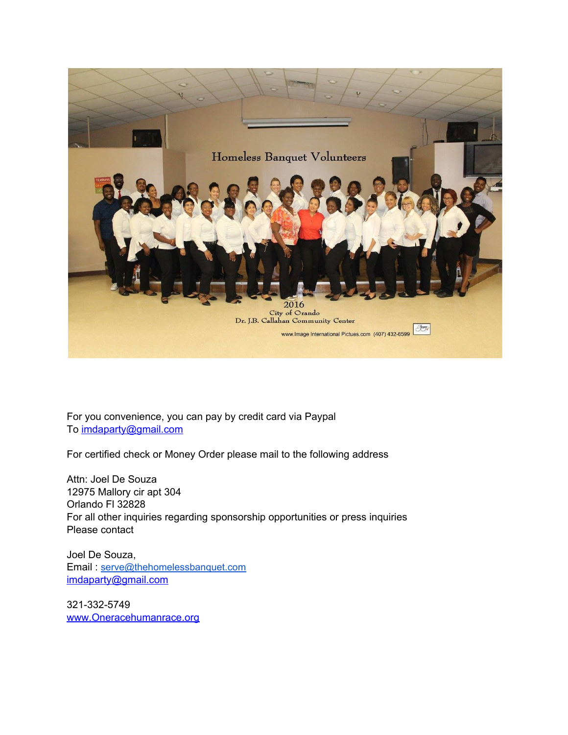For you convenience, you can pay by credit card via Paypal
To imdaparty@gmail.com

For certified check or Money Order please mail to the following address

Attn: Joel De Souza
12975 Mallory cir apt 304
Orlando Fl 32828
For all other inquiries regarding sponsorship opportunities or press inquiries
Please contact

Joel De Souza,
Email : serve@thehomelessbanquet.com
imdaparty@gmail.com

321-332-5749
www.Oneracehumanrace.org